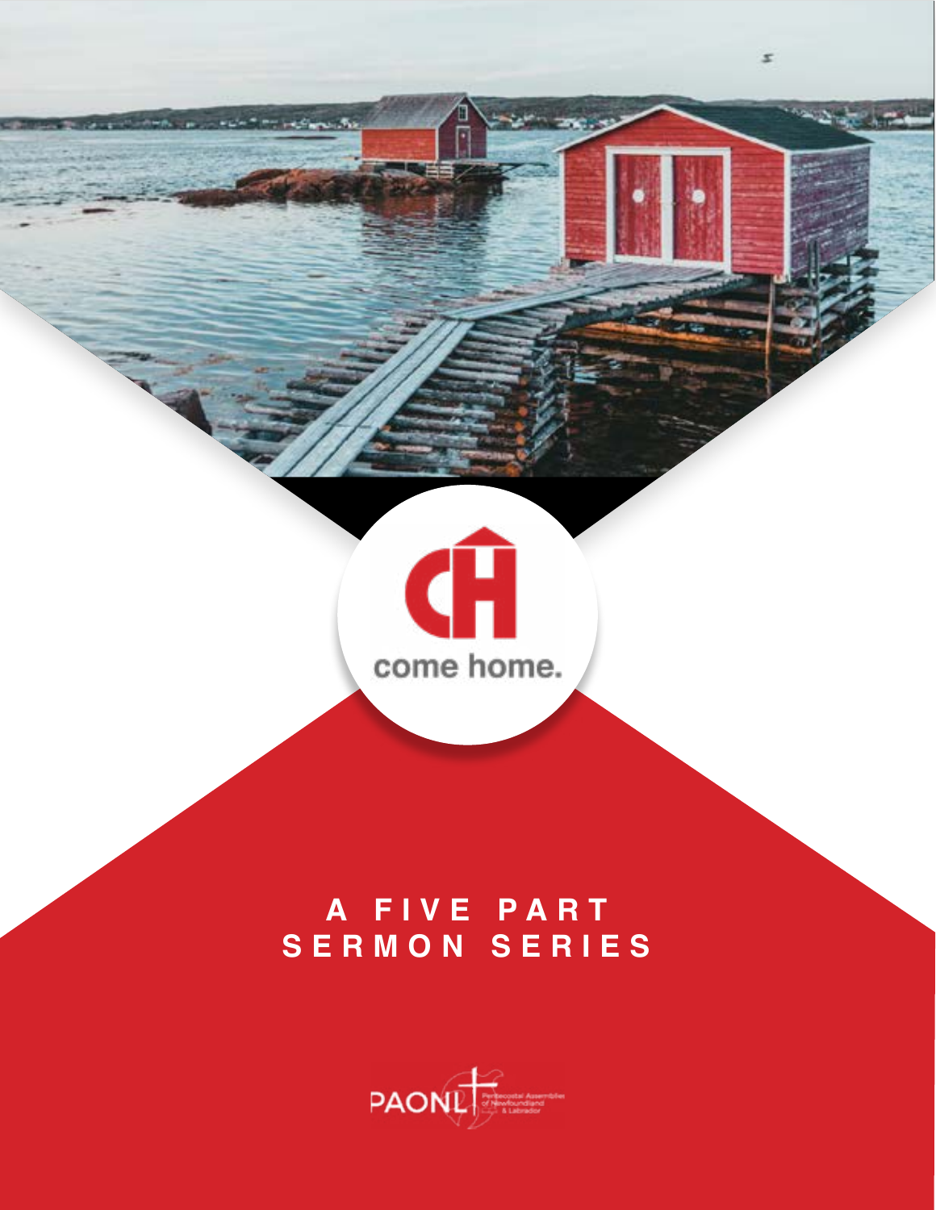come home.

# A FIVE PART SERMON SERIES

PAONL

Pentecostal Assemblies of Newfoundland & Labrador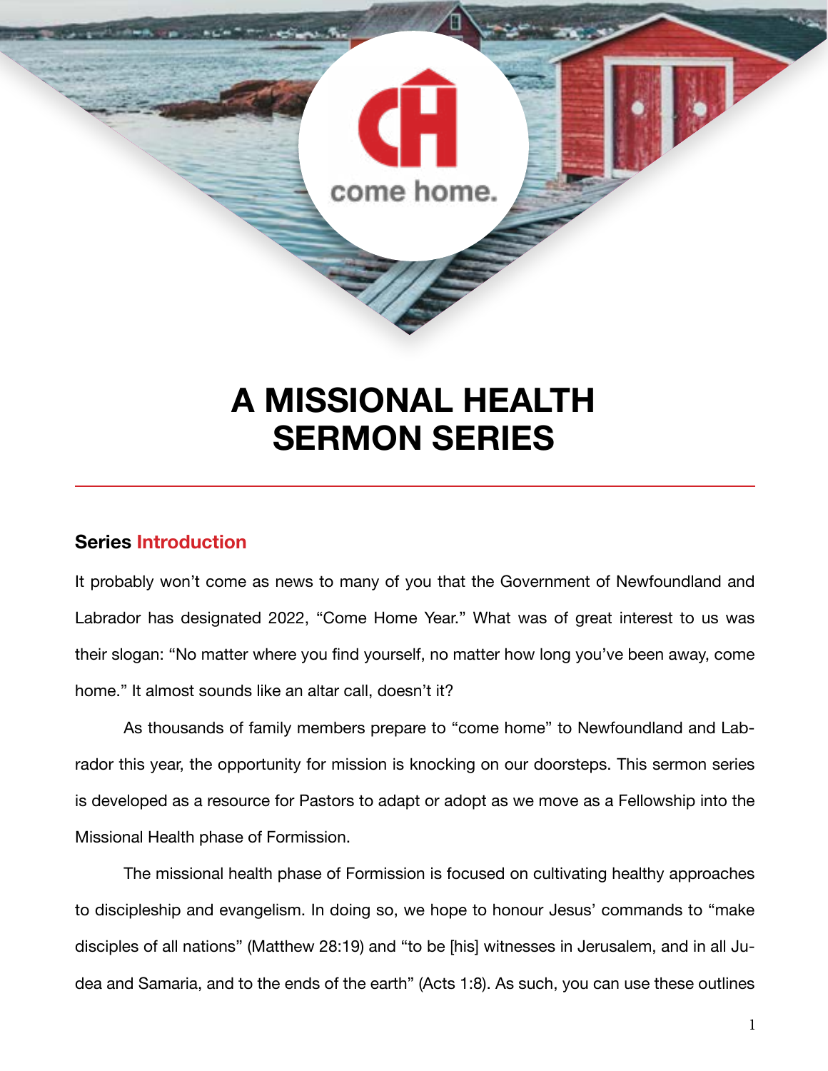# A MISSIONAL HEALTH SERMON SERIES

## Series Introduction

It probably won't come as news to many of you that the Government of Newfoundland and Labrador has designated 2022, "Come Home Year." What was of great interest to us was their slogan: "No matter where you find yourself, no matter how long you've been away, come home." It almost sounds like an altar call, doesn't it?

As thousands of family members prepare to "come home" to Newfoundland and Labrador this year, the opportunity for mission is knocking on our doorsteps. This sermon series is developed as a resource for Pastors to adapt or adopt as we move as a Fellowship into the Missional Health phase of Formission.

The missional health phase of Formission is focused on cultivating healthy approaches to discipleship and evangelism. In doing so, we hope to honour Jesus' commands to "make disciples of all nations" (Matthew 28:19) and "to be [his] witnesses in Jerusalem, and in all Judea and Samaria, and to the ends of the earth" (Acts 1:8). As such, you can use these outlines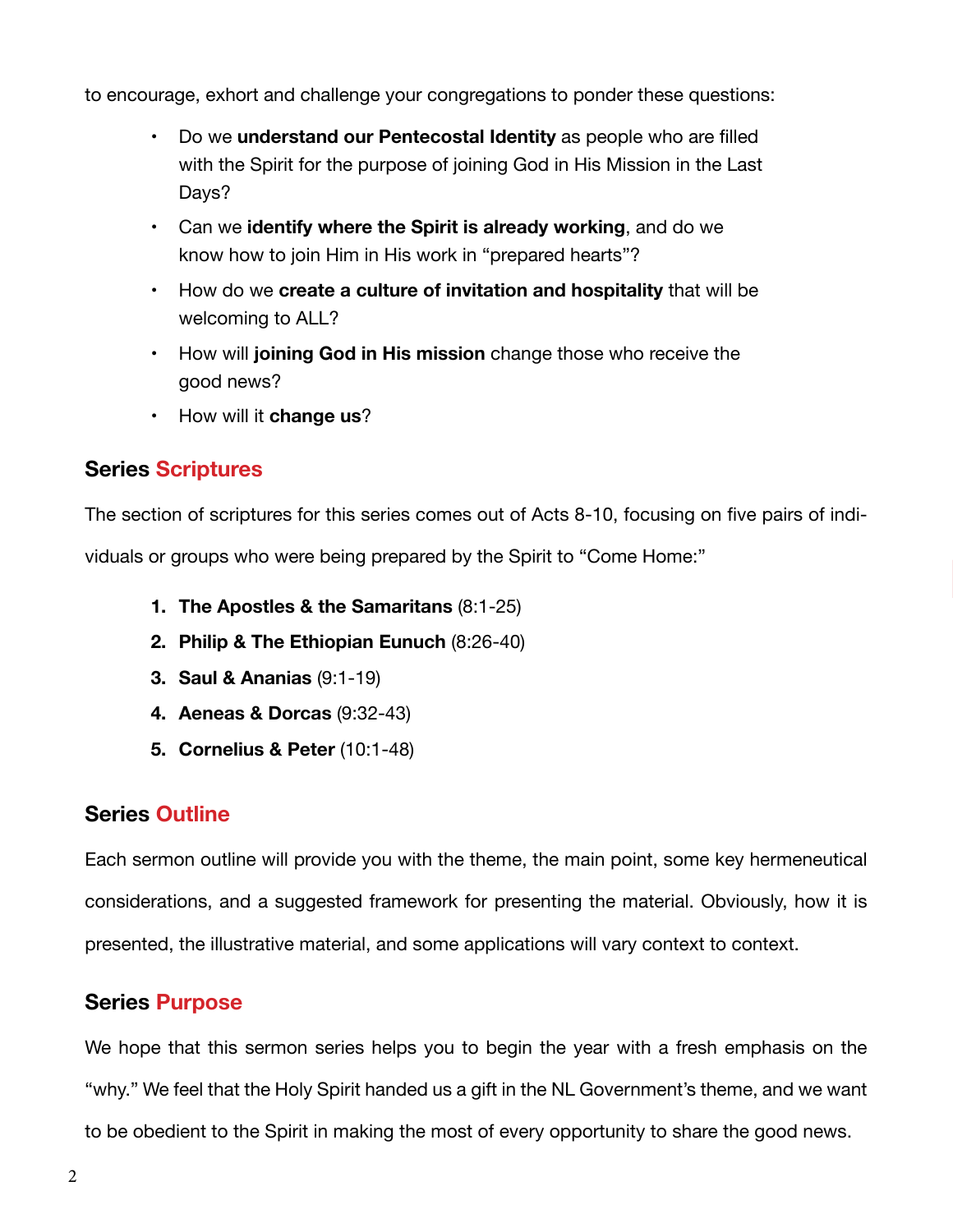to encourage, exhort and challenge your congregations to ponder these questions:

- Do we **understand our Pentecostal Identity** as people who are filled with the Spirit for the purpose of joining God in His Mission in the Last Days?
- Can we **identify where the Spirit is already working**, and do we know how to join Him in His work in "prepared hearts"?
- How do we **create a culture of invitation and hospitality** that will be welcoming to ALL?
- How will **joining God in His mission** change those who receive the good news?
- How will it **change us**?

## Series Scriptures

The section of scriptures for this series comes out of Acts 8-10, focusing on five pairs of individuals or groups who were being prepared by the Spirit to "Come Home:"

1. **The Apostles & the Samaritans** (8:1-25)
2. **Philip & The Ethiopian Eunuch** (8:26-40)
3. **Saul & Ananias** (9:1-19)
4. **Aeneas & Dorcas** (9:32-43)
5. **Cornelius & Peter** (10:1-48)

## Series Outline

Each sermon outline will provide you with the theme, the main point, some key hermeneutical considerations, and a suggested framework for presenting the material. Obviously, how it is presented, the illustrative material, and some applications will vary context to context.

## Series Purpose

We hope that this sermon series helps you to begin the year with a fresh emphasis on the "why." We feel that the Holy Spirit handed us a gift in the NL Government's theme, and we want to be obedient to the Spirit in making the most of every opportunity to share the good news.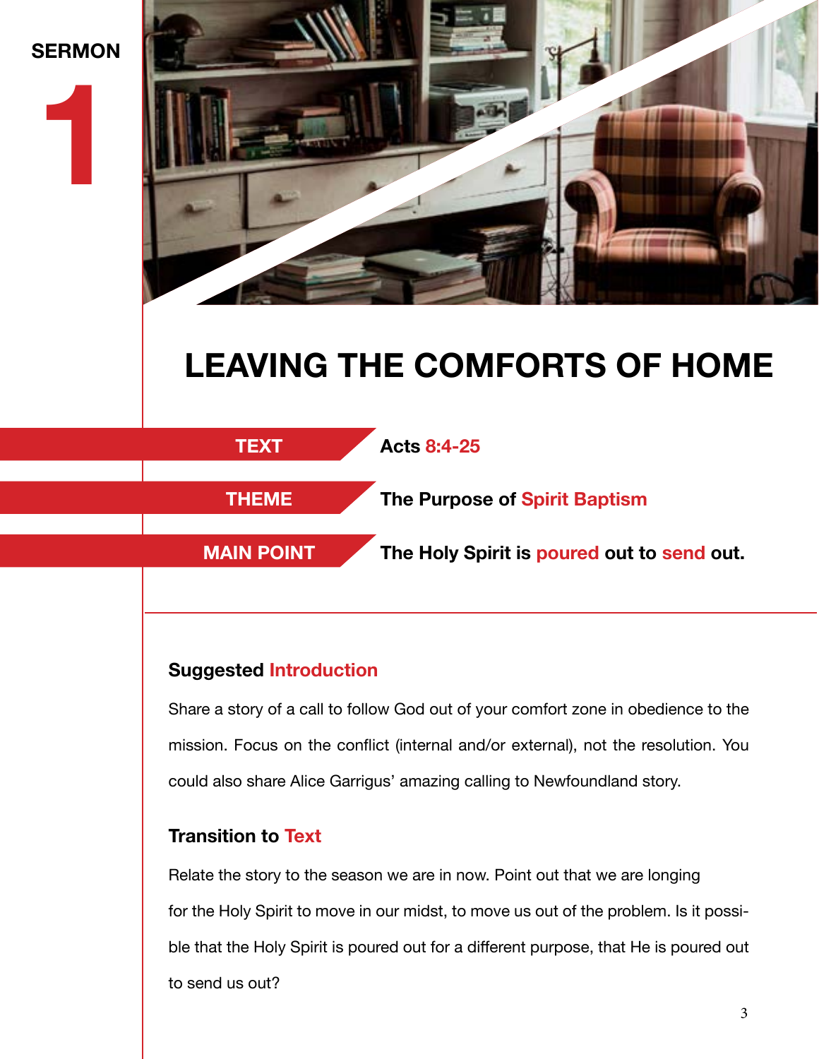SERMON

# 1

# LEAVING THE COMFORTS OF HOME

**TEXT** Acts 8:4-25

**THEME** The Purpose of Spirit Baptism

**MAIN POINT** The Holy Spirit is poured out to send out.

### Suggested Introduction

Share a story of a call to follow God out of your comfort zone in obedience to the mission. Focus on the conflict (internal and/or external), not the resolution. You could also share Alice Garrigus' amazing calling to Newfoundland story.

### Transition to Text

Relate the story to the season we are in now. Point out that we are longing for the Holy Spirit to move in our midst, to move us out of the problem. Is it possible that the Holy Spirit is poured out for a different purpose, that He is poured out to send us out?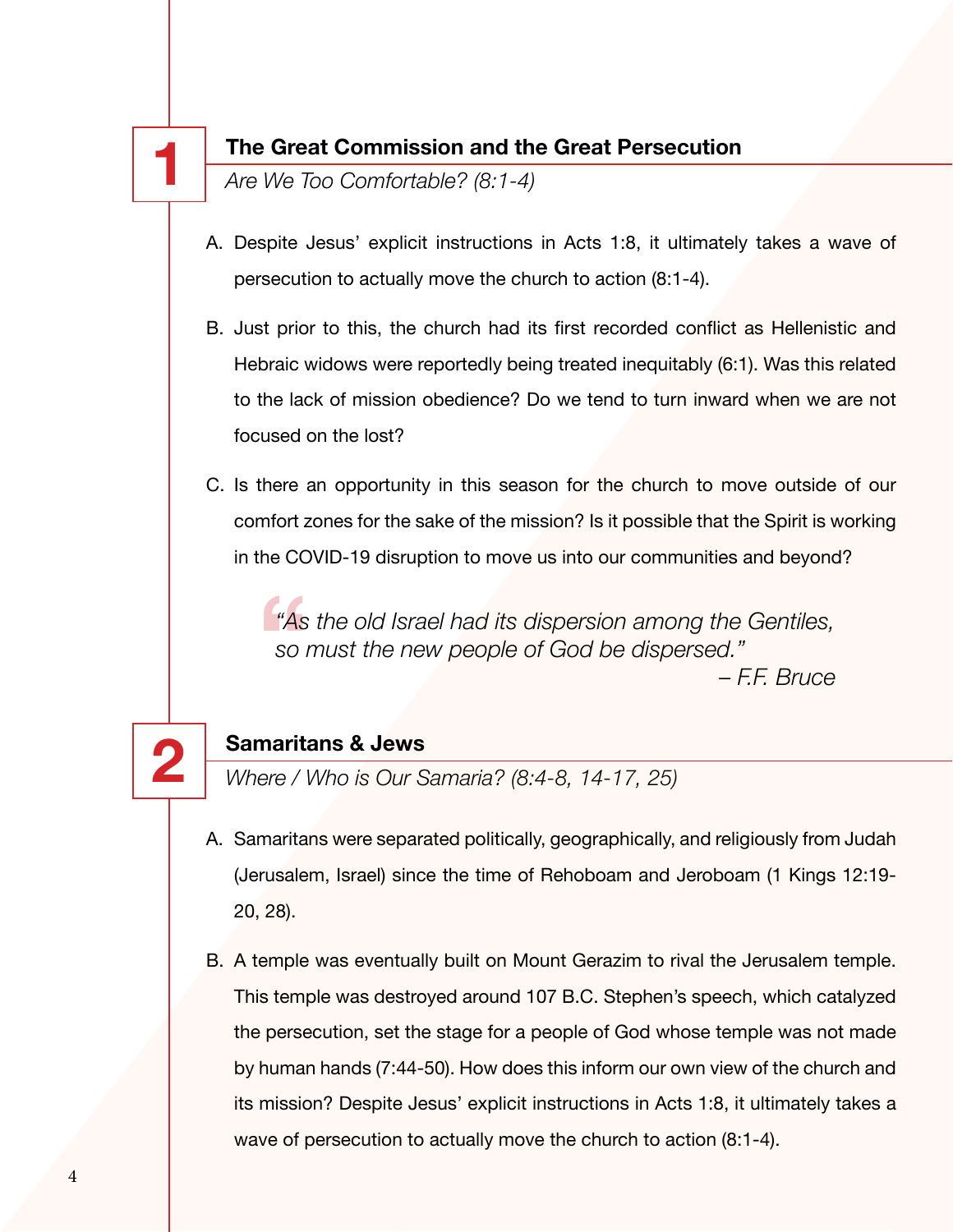## 1 The Great Commission and the Great Persecution

*Are We Too Comfortable? (8:1-4)*

A. Despite Jesus' explicit instructions in Acts 1:8, it ultimately takes a wave of persecution to actually move the church to action (8:1-4).

B. Just prior to this, the church had its first recorded conflict as Hellenistic and Hebraic widows were reportedly being treated inequitably (6:1). Was this related to the lack of mission obedience? Do we tend to turn inward when we are not focused on the lost?

C. Is there an opportunity in this season for the church to move outside of our comfort zones for the sake of the mission? Is it possible that the Spirit is working in the COVID-19 disruption to move us into our communities and beyond?

> *"As the old Israel had its dispersion among the Gentiles, so must the new people of God be dispersed."*
>
> *– F.F. Bruce*

## 2 Samaritans & Jews

*Where / Who is Our Samaria? (8:4-8, 14-17, 25)*

A. Samaritans were separated politically, geographically, and religiously from Judah (Jerusalem, Israel) since the time of Rehoboam and Jeroboam (1 Kings 12:19-20, 28).

B. A temple was eventually built on Mount Gerazim to rival the Jerusalem temple. This temple was destroyed around 107 B.C. Stephen's speech, which catalyzed the persecution, set the stage for a people of God whose temple was not made by human hands (7:44-50). How does this inform our own view of the church and its mission? Despite Jesus' explicit instructions in Acts 1:8, it ultimately takes a wave of persecution to actually move the church to action (8:1-4).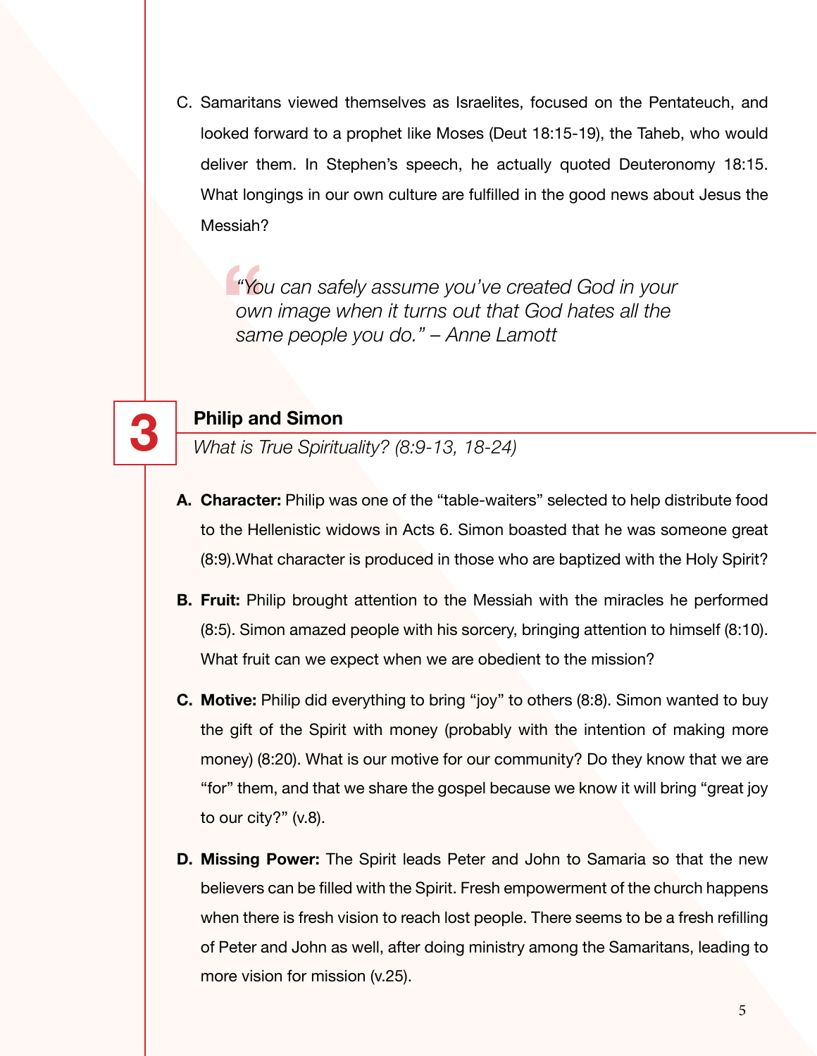C. Samaritans viewed themselves as Israelites, focused on the Pentateuch, and looked forward to a prophet like Moses (Deut 18:15-19), the Taheb, who would deliver them. In Stephen's speech, he actually quoted Deuteronomy 18:15. What longings in our own culture are fulfilled in the good news about Jesus the Messiah?

> *"You can safely assume you've created God in your own image when it turns out that God hates all the same people you do." – Anne Lamott*

## 3 Philip and Simon

*What is True Spirituality? (8:9-13, 18-24)*

**A. Character:** Philip was one of the "table-waiters" selected to help distribute food to the Hellenistic widows in Acts 6. Simon boasted that he was someone great (8:9).What character is produced in those who are baptized with the Holy Spirit?

**B. Fruit:** Philip brought attention to the Messiah with the miracles he performed (8:5). Simon amazed people with his sorcery, bringing attention to himself (8:10). What fruit can we expect when we are obedient to the mission?

**C. Motive:** Philip did everything to bring "joy" to others (8:8). Simon wanted to buy the gift of the Spirit with money (probably with the intention of making more money) (8:20). What is our motive for our community? Do they know that we are "for" them, and that we share the gospel because we know it will bring "great joy to our city?" (v.8).

**D. Missing Power:** The Spirit leads Peter and John to Samaria so that the new believers can be filled with the Spirit. Fresh empowerment of the church happens when there is fresh vision to reach lost people. There seems to be a fresh refilling of Peter and John as well, after doing ministry among the Samaritans, leading to more vision for mission (v.25).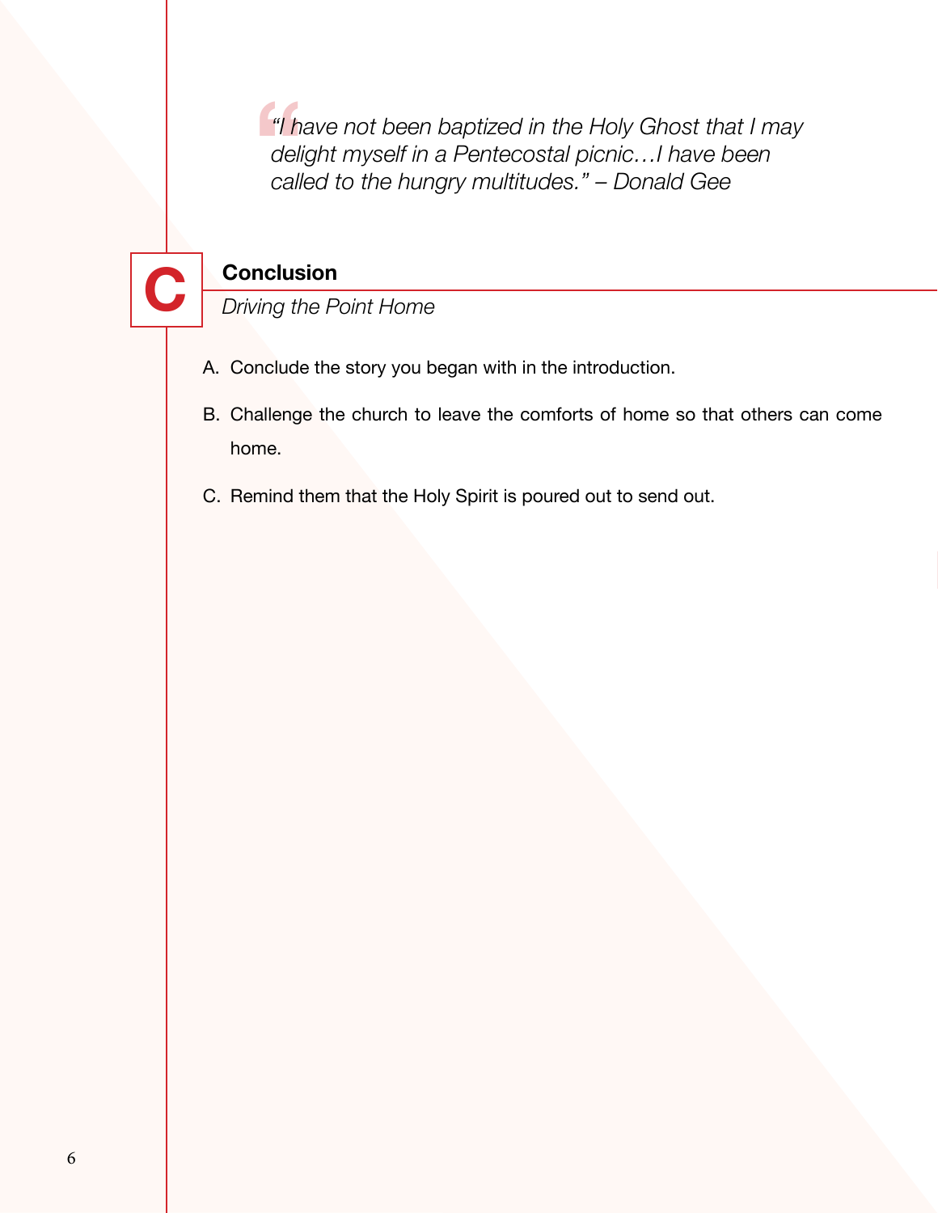> *"I have not been baptized in the Holy Ghost that I may delight myself in a Pentecostal picnic…I have been called to the hungry multitudes." – Donald Gee*

## C Conclusion

*Driving the Point Home*

A. Conclude the story you began with in the introduction.

B. Challenge the church to leave the comforts of home so that others can come home.

C. Remind them that the Holy Spirit is poured out to send out.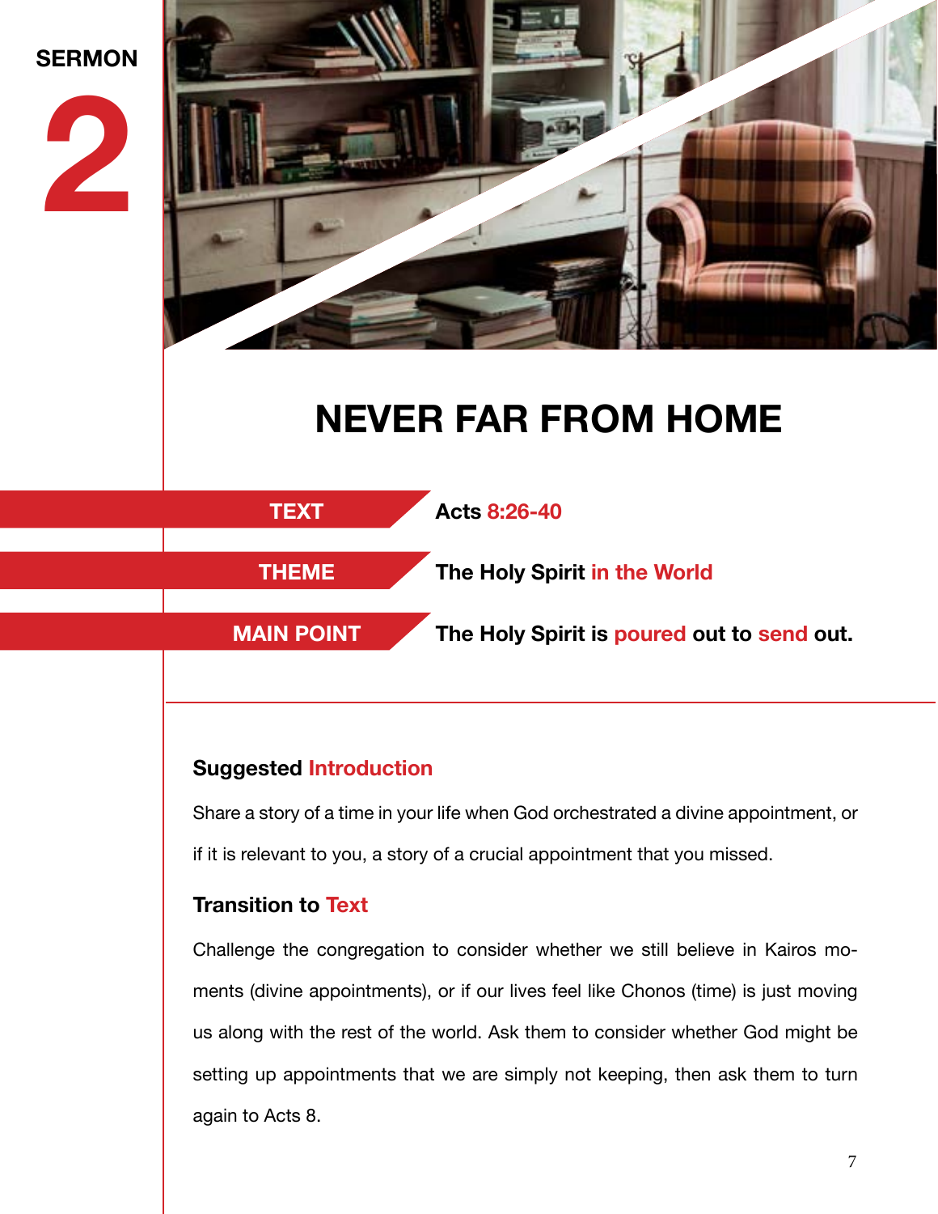SERMON

2

# NEVER FAR FROM HOME

**TEXT** Acts 8:26-40

**THEME** The Holy Spirit in the World

**MAIN POINT** The Holy Spirit is poured out to send out.

### Suggested Introduction

Share a story of a time in your life when God orchestrated a divine appointment, or if it is relevant to you, a story of a crucial appointment that you missed.

### Transition to Text

Challenge the congregation to consider whether we still believe in Kairos moments (divine appointments), or if our lives feel like Chonos (time) is just moving us along with the rest of the world. Ask them to consider whether God might be setting up appointments that we are simply not keeping, then ask them to turn again to Acts 8.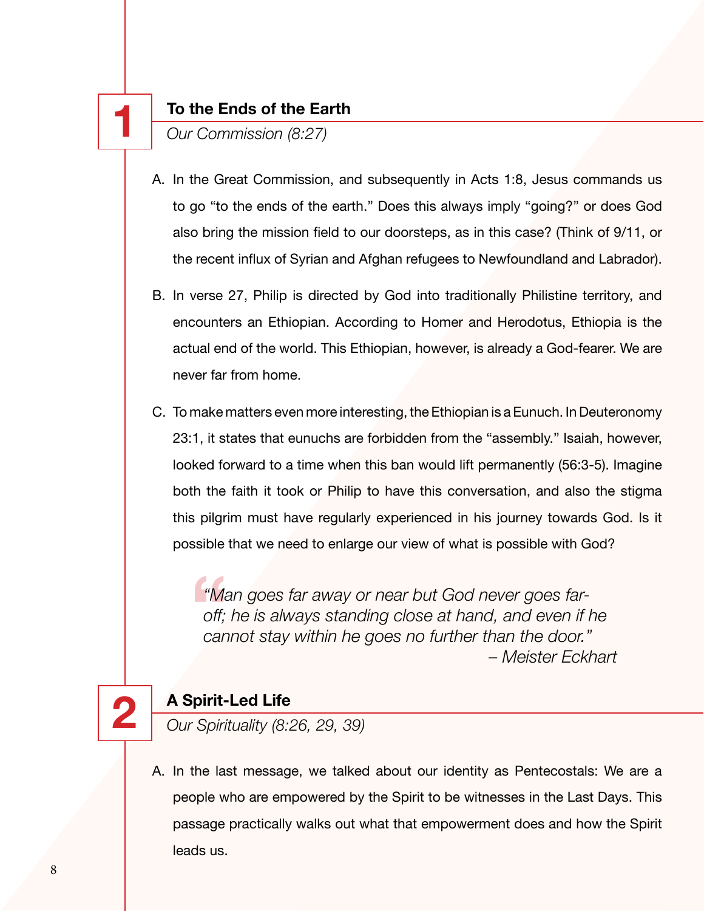## 1 To the Ends of the Earth

*Our Commission (8:27)*

A. In the Great Commission, and subsequently in Acts 1:8, Jesus commands us to go "to the ends of the earth." Does this always imply "going?" or does God also bring the mission field to our doorsteps, as in this case? (Think of 9/11, or the recent influx of Syrian and Afghan refugees to Newfoundland and Labrador).

B. In verse 27, Philip is directed by God into traditionally Philistine territory, and encounters an Ethiopian. According to Homer and Herodotus, Ethiopia is the actual end of the world. This Ethiopian, however, is already a God-fearer. We are never far from home.

C. To make matters even more interesting, the Ethiopian is a Eunuch. In Deuteronomy 23:1, it states that eunuchs are forbidden from the "assembly." Isaiah, however, looked forward to a time when this ban would lift permanently (56:3-5). Imagine both the faith it took or Philip to have this conversation, and also the stigma this pilgrim must have regularly experienced in his journey towards God. Is it possible that we need to enlarge our view of what is possible with God?

> *"Man goes far away or near but God never goes far-off; he is always standing close at hand, and even if he cannot stay within he goes no further than the door."*
> – Meister Eckhart

## 2 A Spirit-Led Life

*Our Spirituality (8:26, 29, 39)*

A. In the last message, we talked about our identity as Pentecostals: We are a people who are empowered by the Spirit to be witnesses in the Last Days. This passage practically walks out what that empowerment does and how the Spirit leads us.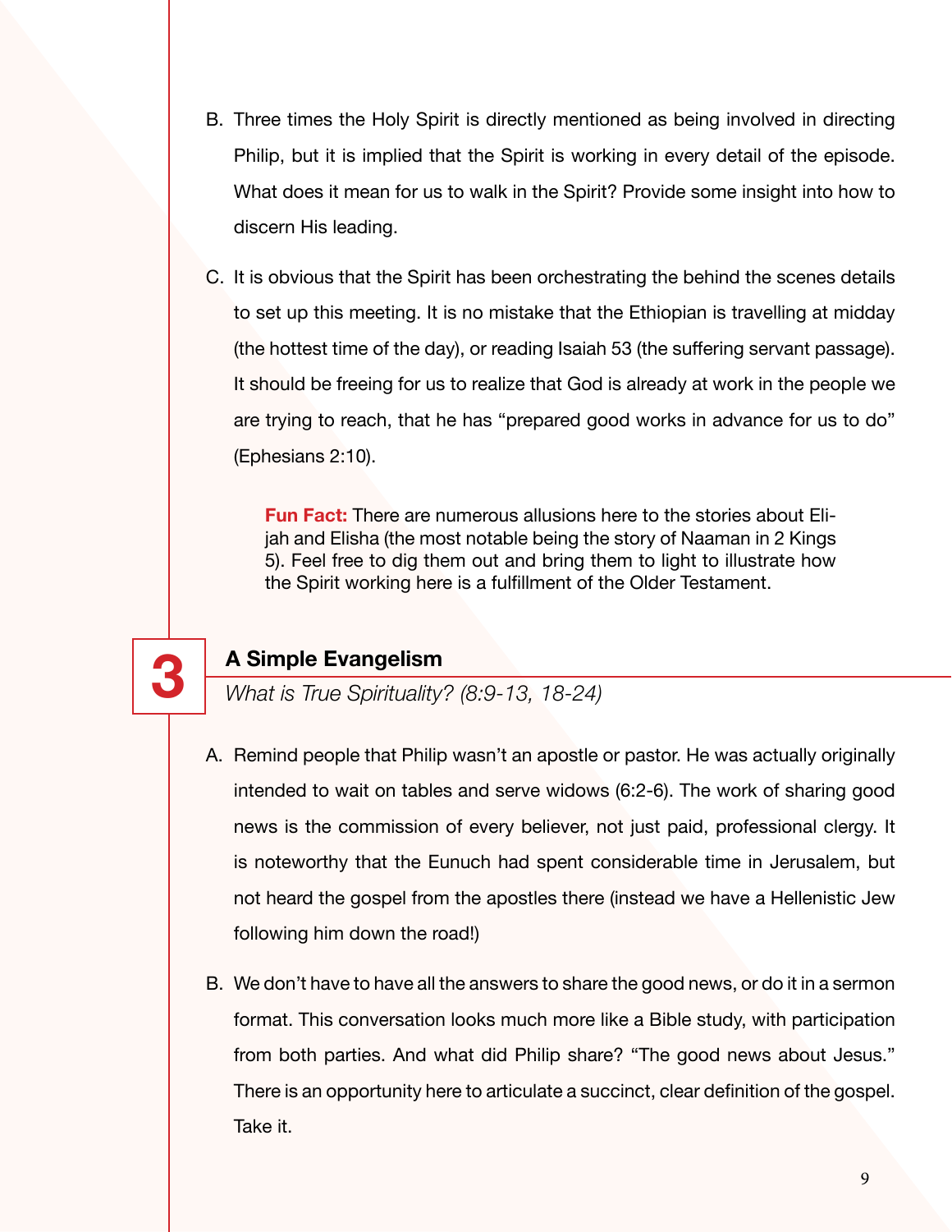B. Three times the Holy Spirit is directly mentioned as being involved in directing Philip, but it is implied that the Spirit is working in every detail of the episode. What does it mean for us to walk in the Spirit? Provide some insight into how to discern His leading.

C. It is obvious that the Spirit has been orchestrating the behind the scenes details to set up this meeting. It is no mistake that the Ethiopian is travelling at midday (the hottest time of the day), or reading Isaiah 53 (the suffering servant passage). It should be freeing for us to realize that God is already at work in the people we are trying to reach, that he has "prepared good works in advance for us to do" (Ephesians 2:10).

> **Fun Fact:** There are numerous allusions here to the stories about Elijah and Elisha (the most notable being the story of Naaman in 2 Kings 5). Feel free to dig them out and bring them to light to illustrate how the Spirit working here is a fulfillment of the Older Testament.

## 3 A Simple Evangelism

*What is True Spirituality? (8:9-13, 18-24)*

A. Remind people that Philip wasn't an apostle or pastor. He was actually originally intended to wait on tables and serve widows (6:2-6). The work of sharing good news is the commission of every believer, not just paid, professional clergy. It is noteworthy that the Eunuch had spent considerable time in Jerusalem, but not heard the gospel from the apostles there (instead we have a Hellenistic Jew following him down the road!)

B. We don't have to have all the answers to share the good news, or do it in a sermon format. This conversation looks much more like a Bible study, with participation from both parties. And what did Philip share? "The good news about Jesus." There is an opportunity here to articulate a succinct, clear definition of the gospel. Take it.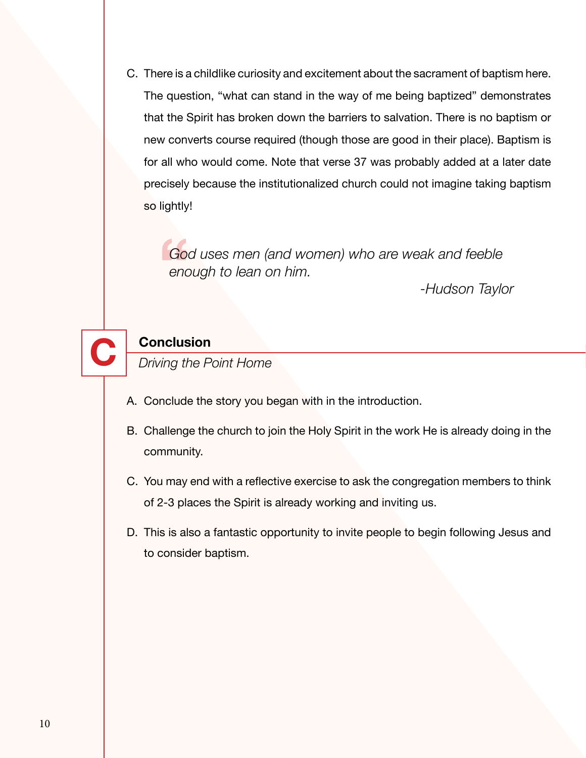C. There is a childlike curiosity and excitement about the sacrament of baptism here. The question, "what can stand in the way of me being baptized" demonstrates that the Spirit has broken down the barriers to salvation. There is no baptism or new converts course required (though those are good in their place). Baptism is for all who would come. Note that verse 37 was probably added at a later date precisely because the institutionalized church could not imagine taking baptism so lightly!

> *God uses men (and women) who are weak and feeble enough to lean on him.*
>
> *-Hudson Taylor*

## C Conclusion

*Driving the Point Home*

A. Conclude the story you began with in the introduction.

B. Challenge the church to join the Holy Spirit in the work He is already doing in the community.

C. You may end with a reflective exercise to ask the congregation members to think of 2-3 places the Spirit is already working and inviting us.

D. This is also a fantastic opportunity to invite people to begin following Jesus and to consider baptism.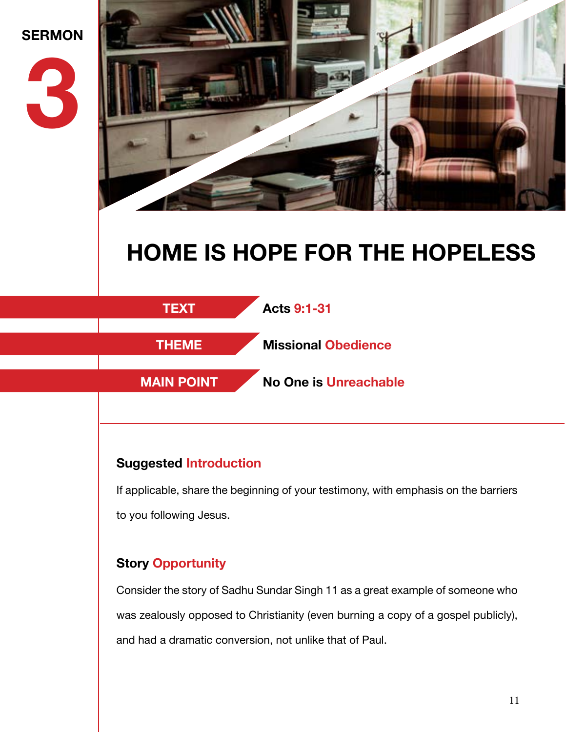SERMON

# 3

# HOME IS HOPE FOR THE HOPELESS

**TEXT** Acts 9:1-31

**THEME** Missional Obedience

**MAIN POINT** No One is Unreachable

### Suggested Introduction

If applicable, share the beginning of your testimony, with emphasis on the barriers to you following Jesus.

### Story Opportunity

Consider the story of Sadhu Sundar Singh 11 as a great example of someone who was zealously opposed to Christianity (even burning a copy of a gospel publicly), and had a dramatic conversion, not unlike that of Paul.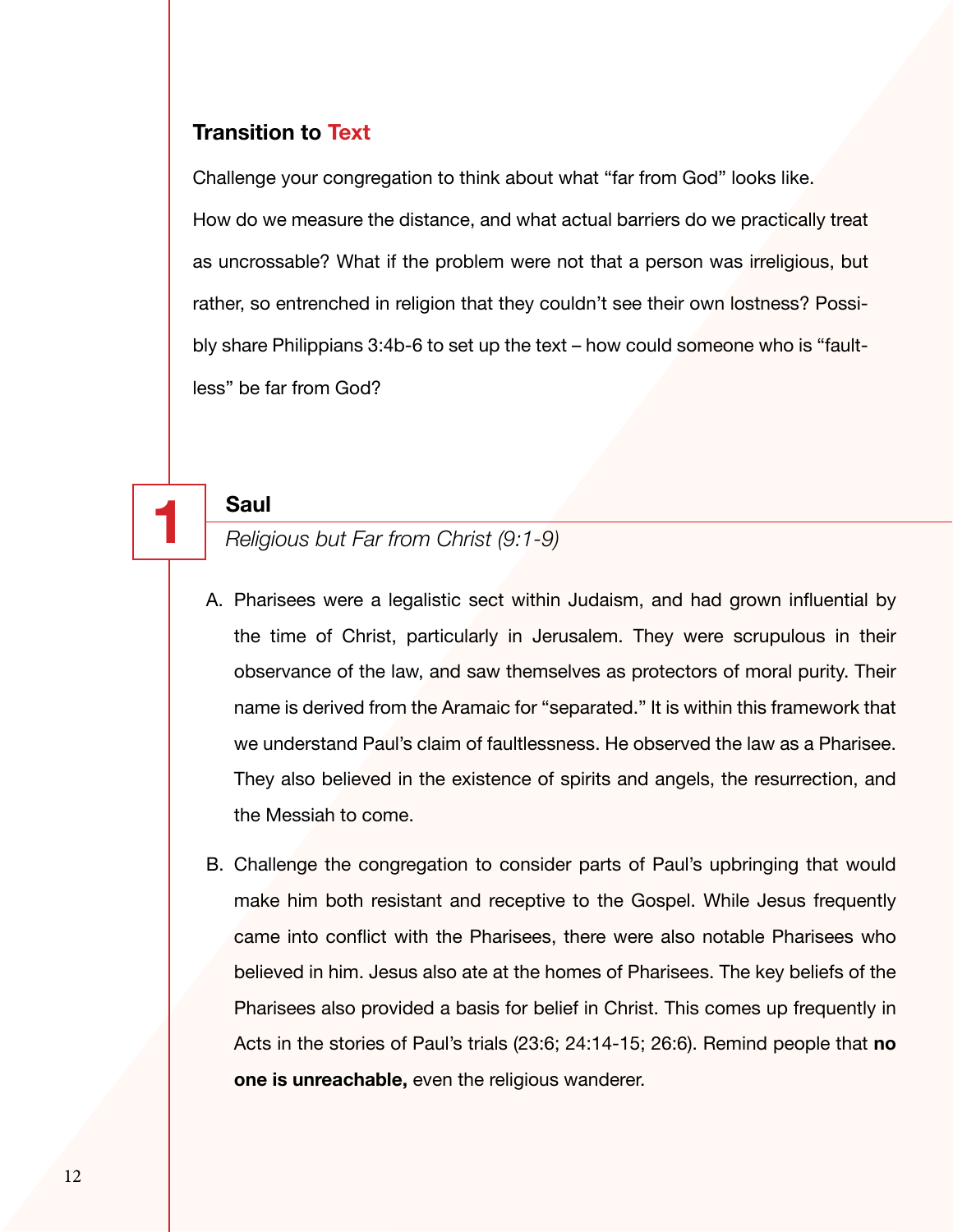## Transition to Text

Challenge your congregation to think about what "far from God" looks like. How do we measure the distance, and what actual barriers do we practically treat as uncrossable? What if the problem were not that a person was irreligious, but rather, so entrenched in religion that they couldn't see their own lostness? Possibly share Philippians 3:4b-6 to set up the text – how could someone who is "faultless" be far from God?

## 1 Saul

*Religious but Far from Christ (9:1-9)*

A. Pharisees were a legalistic sect within Judaism, and had grown influential by the time of Christ, particularly in Jerusalem. They were scrupulous in their observance of the law, and saw themselves as protectors of moral purity. Their name is derived from the Aramaic for "separated." It is within this framework that we understand Paul's claim of faultlessness. He observed the law as a Pharisee. They also believed in the existence of spirits and angels, the resurrection, and the Messiah to come.

B. Challenge the congregation to consider parts of Paul's upbringing that would make him both resistant and receptive to the Gospel. While Jesus frequently came into conflict with the Pharisees, there were also notable Pharisees who believed in him. Jesus also ate at the homes of Pharisees. The key beliefs of the Pharisees also provided a basis for belief in Christ. This comes up frequently in Acts in the stories of Paul's trials (23:6; 24:14-15; 26:6). Remind people that **no one is unreachable,** even the religious wanderer.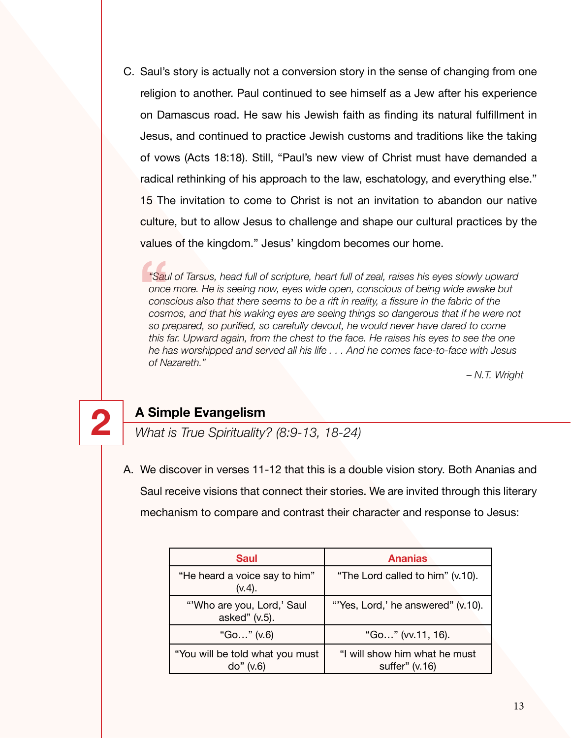C. Saul's story is actually not a conversion story in the sense of changing from one religion to another. Paul continued to see himself as a Jew after his experience on Damascus road. He saw his Jewish faith as finding its natural fulfillment in Jesus, and continued to practice Jewish customs and traditions like the taking of vows (Acts 18:18). Still, "Paul's new view of Christ must have demanded a radical rethinking of his approach to the law, eschatology, and everything else." 15 The invitation to come to Christ is not an invitation to abandon our native culture, but to allow Jesus to challenge and shape our cultural practices by the values of the kingdom." Jesus' kingdom becomes our home.

> *"Saul of Tarsus, head full of scripture, heart full of zeal, raises his eyes slowly upward once more. He is seeing now, eyes wide open, conscious of being wide awake but conscious also that there seems to be a rift in reality, a fissure in the fabric of the cosmos, and that his waking eyes are seeing things so dangerous that if he were not so prepared, so purified, so carefully devout, he would never have dared to come this far. Upward again, from the chest to the face. He raises his eyes to see the one he has worshipped and served all his life . . . And he comes face-to-face with Jesus of Nazareth."*
>
> *– N.T. Wright*

## 2 A Simple Evangelism

*What is True Spirituality? (8:9-13, 18-24)*

A. We discover in verses 11-12 that this is a double vision story. Both Ananias and Saul receive visions that connect their stories. We are invited through this literary mechanism to compare and contrast their character and response to Jesus:

| Saul | Ananias |
|---|---|
| "He heard a voice say to him" (v.4). | "The Lord called to him" (v.10). |
| "'Who are you, Lord,' Saul asked" (v.5). | "'Yes, Lord,' he answered" (v.10). |
| "Go…" (v.6) | "Go…" (vv.11, 16). |
| "You will be told what you must do" (v.6) | "I will show him what he must suffer" (v.16) |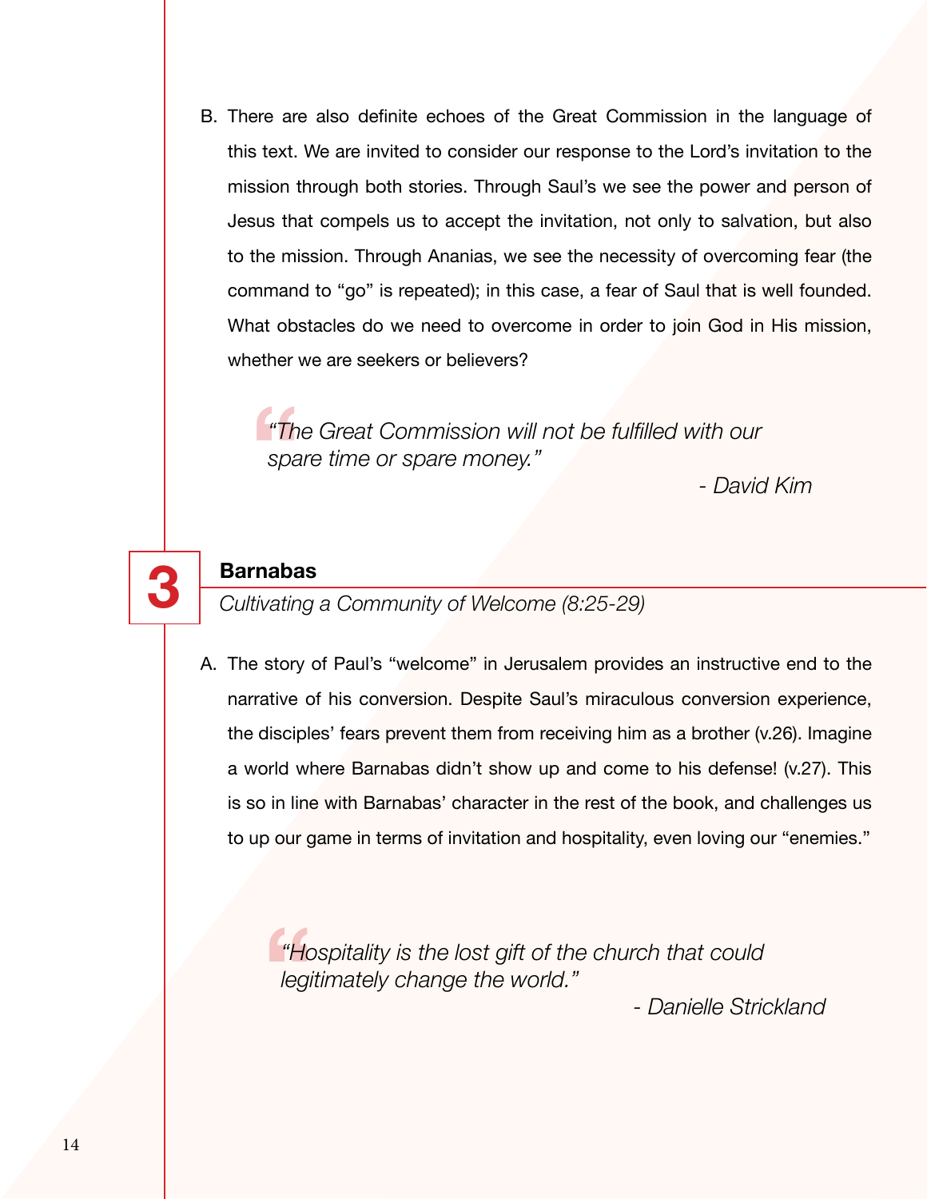B. There are also definite echoes of the Great Commission in the language of this text. We are invited to consider our response to the Lord's invitation to the mission through both stories. Through Saul's we see the power and person of Jesus that compels us to accept the invitation, not only to salvation, but also to the mission. Through Ananias, we see the necessity of overcoming fear (the command to "go" is repeated); in this case, a fear of Saul that is well founded. What obstacles do we need to overcome in order to join God in His mission, whether we are seekers or believers?

> *"The Great Commission will not be fulfilled with our spare time or spare money."*
>
> *- David Kim*

## 3 Barnabas

*Cultivating a Community of Welcome (8:25-29)*

A. The story of Paul's "welcome" in Jerusalem provides an instructive end to the narrative of his conversion. Despite Saul's miraculous conversion experience, the disciples' fears prevent them from receiving him as a brother (v.26). Imagine a world where Barnabas didn't show up and come to his defense! (v.27). This is so in line with Barnabas' character in the rest of the book, and challenges us to up our game in terms of invitation and hospitality, even loving our "enemies."

> *"Hospitality is the lost gift of the church that could legitimately change the world."*
>
> *- Danielle Strickland*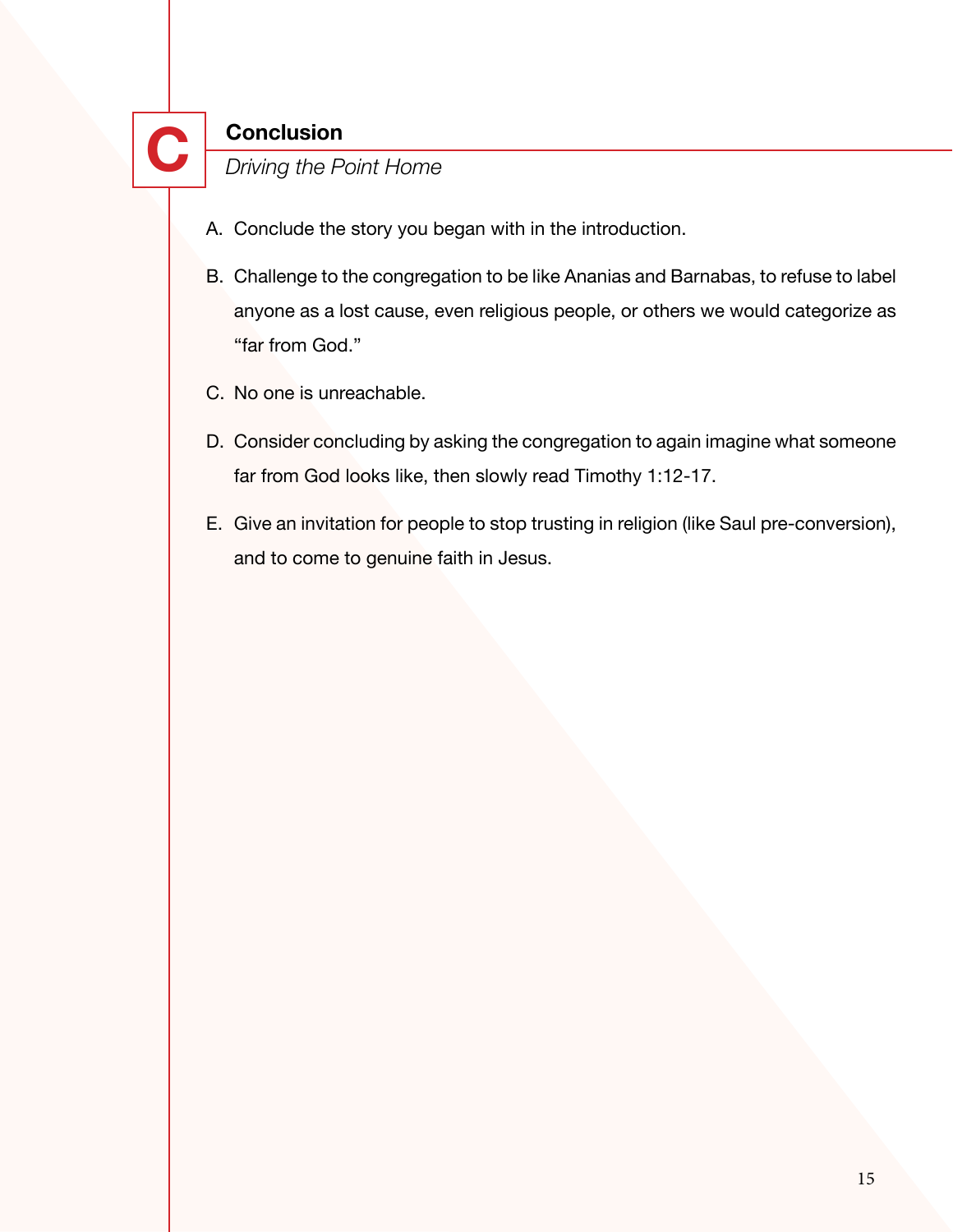## C Conclusion

*Driving the Point Home*

A. Conclude the story you began with in the introduction.

B. Challenge to the congregation to be like Ananias and Barnabas, to refuse to label anyone as a lost cause, even religious people, or others we would categorize as "far from God."

C. No one is unreachable.

D. Consider concluding by asking the congregation to again imagine what someone far from God looks like, then slowly read Timothy 1:12-17.

E. Give an invitation for people to stop trusting in religion (like Saul pre-conversion), and to come to genuine faith in Jesus.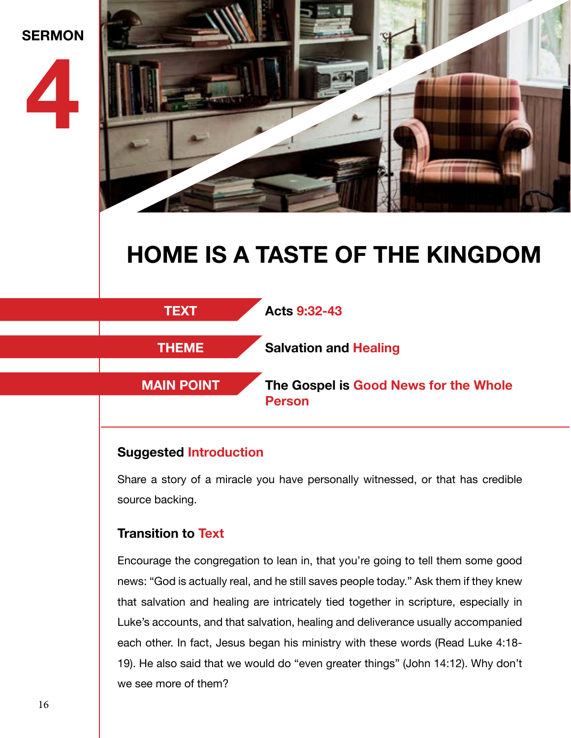SERMON

# 4

# HOME IS A TASTE OF THE KINGDOM

**TEXT** Acts 9:32-43

**THEME** Salvation and Healing

**MAIN POINT** The Gospel is Good News for the Whole Person

### Suggested Introduction

Share a story of a miracle you have personally witnessed, or that has credible source backing.

### Transition to Text

Encourage the congregation to lean in, that you're going to tell them some good news: "God is actually real, and he still saves people today." Ask them if they knew that salvation and healing are intricately tied together in scripture, especially in Luke's accounts, and that salvation, healing and deliverance usually accompanied each other. In fact, Jesus began his ministry with these words (Read Luke 4:18-19). He also said that we would do "even greater things" (John 14:12). Why don't we see more of them?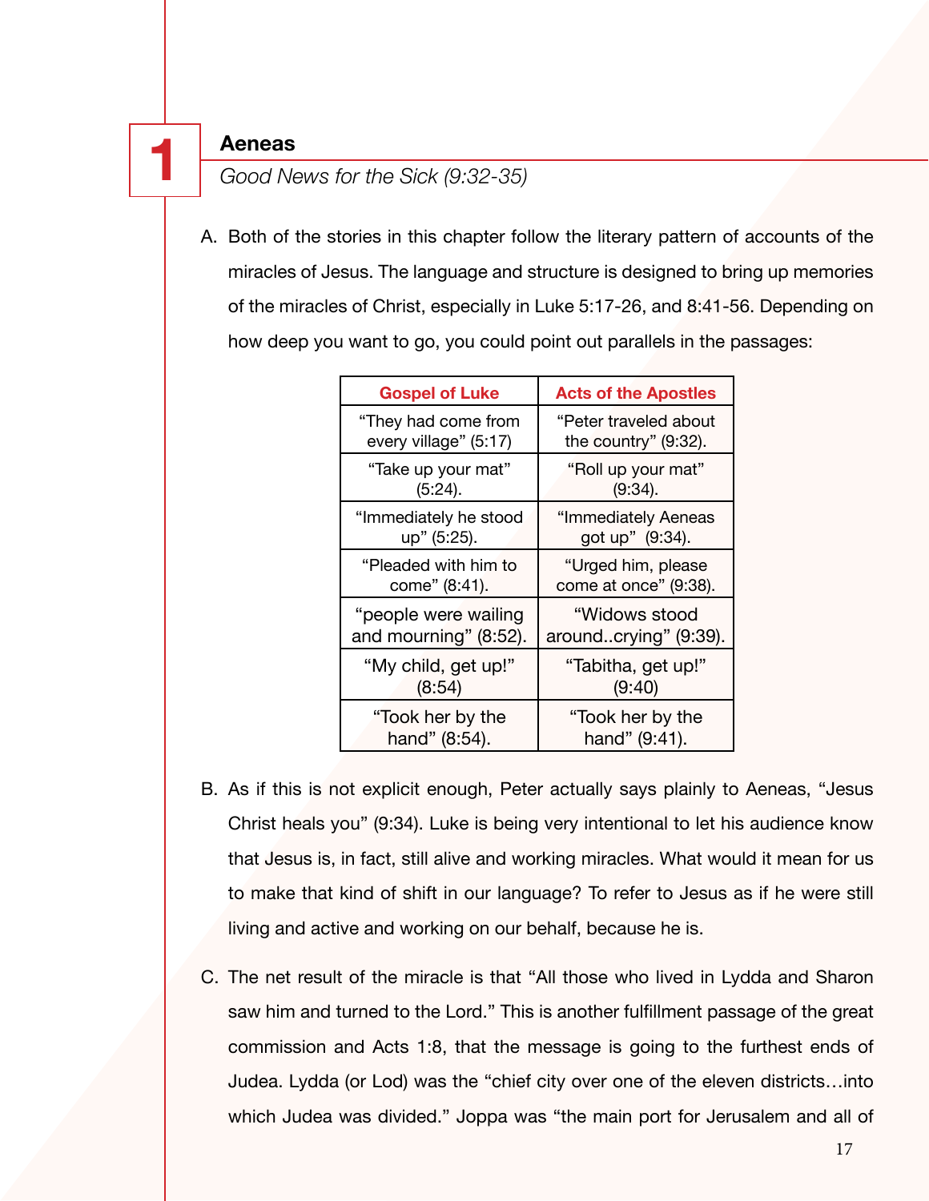## 1 Aeneas

*Good News for the Sick (9:32-35)*

A. Both of the stories in this chapter follow the literary pattern of accounts of the miracles of Jesus. The language and structure is designed to bring up memories of the miracles of Christ, especially in Luke 5:17-26, and 8:41-56. Depending on how deep you want to go, you could point out parallels in the passages:

| Gospel of Luke | Acts of the Apostles |
|---|---|
| "They had come from every village" (5:17) | "Peter traveled about the country" (9:32). |
| "Take up your mat" (5:24). | "Roll up your mat" (9:34). |
| "Immediately he stood up" (5:25). | "Immediately Aeneas got up" (9:34). |
| "Pleaded with him to come" (8:41). | "Urged him, please come at once" (9:38). |
| "people were wailing and mourning" (8:52). | "Widows stood around..crying" (9:39). |
| "My child, get up!" (8:54) | "Tabitha, get up!" (9:40) |
| "Took her by the hand" (8:54). | "Took her by the hand" (9:41). |

B. As if this is not explicit enough, Peter actually says plainly to Aeneas, "Jesus Christ heals you" (9:34). Luke is being very intentional to let his audience know that Jesus is, in fact, still alive and working miracles. What would it mean for us to make that kind of shift in our language? To refer to Jesus as if he were still living and active and working on our behalf, because he is.

C. The net result of the miracle is that "All those who lived in Lydda and Sharon saw him and turned to the Lord." This is another fulfillment passage of the great commission and Acts 1:8, that the message is going to the furthest ends of Judea. Lydda (or Lod) was the "chief city over one of the eleven districts…into which Judea was divided." Joppa was "the main port for Jerusalem and all of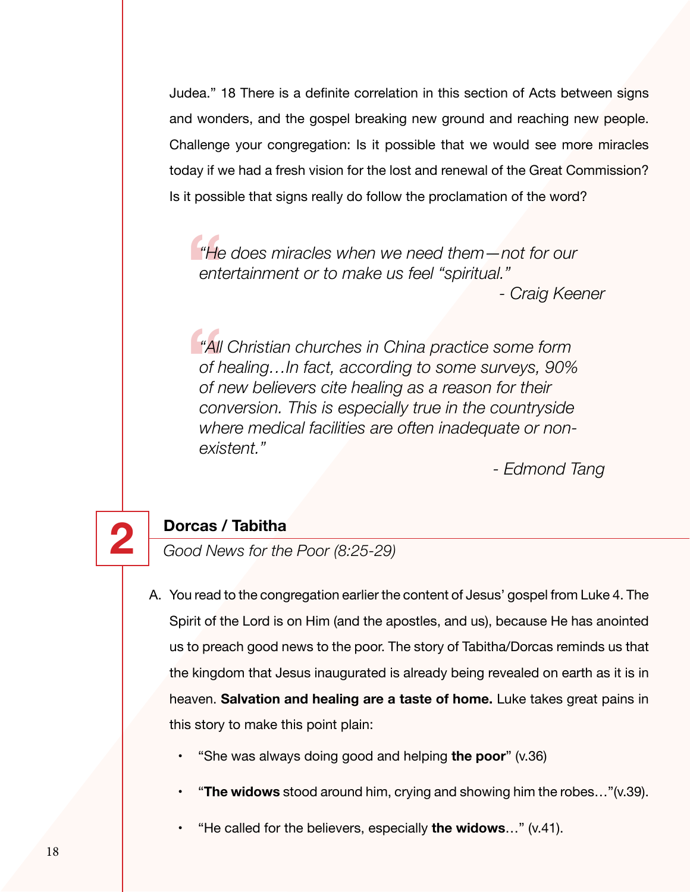Judea." 18 There is a definite correlation in this section of Acts between signs and wonders, and the gospel breaking new ground and reaching new people. Challenge your congregation: Is it possible that we would see more miracles today if we had a fresh vision for the lost and renewal of the Great Commission? Is it possible that signs really do follow the proclamation of the word?

> *"He does miracles when we need them—not for our entertainment or to make us feel "spiritual."*
>
> *- Craig Keener*

> *"All Christian churches in China practice some form of healing…In fact, according to some surveys, 90% of new believers cite healing as a reason for their conversion. This is especially true in the countryside where medical facilities are often inadequate or non-existent."*
>
> *- Edmond Tang*

## 2 Dorcas / Tabitha

*Good News for the Poor (8:25-29)*

A. You read to the congregation earlier the content of Jesus' gospel from Luke 4. The Spirit of the Lord is on Him (and the apostles, and us), because He has anointed us to preach good news to the poor. The story of Tabitha/Dorcas reminds us that the kingdom that Jesus inaugurated is already being revealed on earth as it is in heaven. **Salvation and healing are a taste of home.** Luke takes great pains in this story to make this point plain:

- "She was always doing good and helping **the poor**" (v.36)
- "**The widows** stood around him, crying and showing him the robes…"(v.39).
- "He called for the believers, especially **the widows**…" (v.41).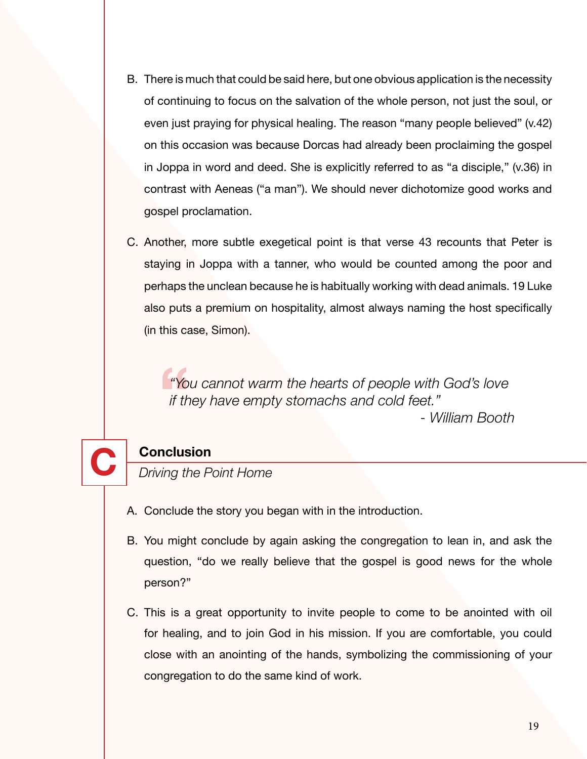B. There is much that could be said here, but one obvious application is the necessity of continuing to focus on the salvation of the whole person, not just the soul, or even just praying for physical healing. The reason "many people believed" (v.42) on this occasion was because Dorcas had already been proclaiming the gospel in Joppa in word and deed. She is explicitly referred to as "a disciple," (v.36) in contrast with Aeneas ("a man"). We should never dichotomize good works and gospel proclamation.

C. Another, more subtle exegetical point is that verse 43 recounts that Peter is staying in Joppa with a tanner, who would be counted among the poor and perhaps the unclean because he is habitually working with dead animals. 19 Luke also puts a premium on hospitality, almost always naming the host specifically (in this case, Simon).

> *"You cannot warm the hearts of people with God's love if they have empty stomachs and cold feet."*
>
> *- William Booth*

## C Conclusion

*Driving the Point Home*

A. Conclude the story you began with in the introduction.

B. You might conclude by again asking the congregation to lean in, and ask the question, "do we really believe that the gospel is good news for the whole person?"

C. This is a great opportunity to invite people to come to be anointed with oil for healing, and to join God in his mission. If you are comfortable, you could close with an anointing of the hands, symbolizing the commissioning of your congregation to do the same kind of work.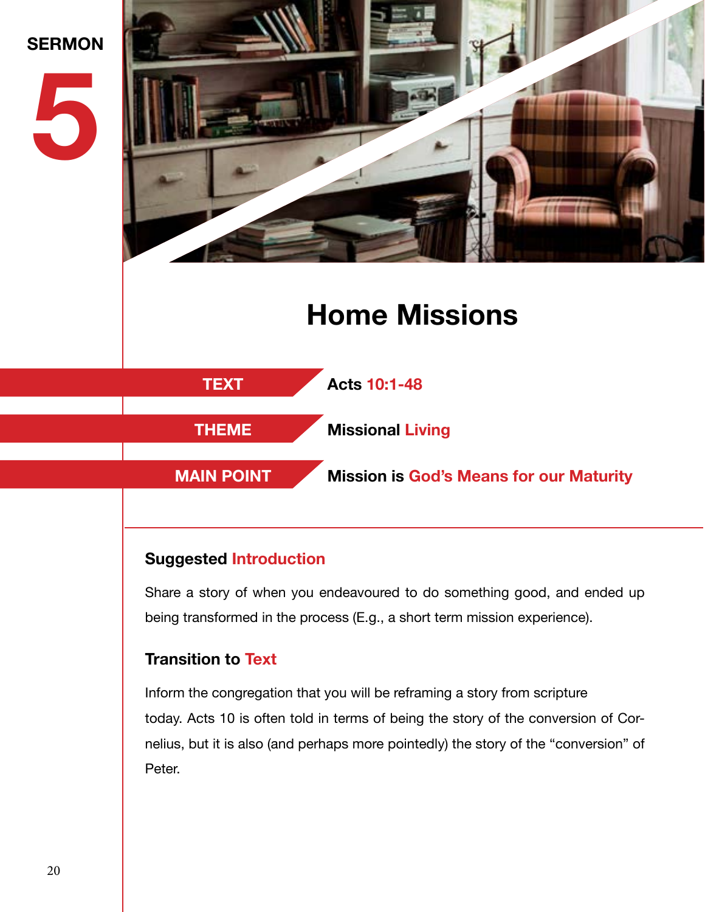**SERMON**

**5**

# Home Missions

**TEXT** Acts 10:1-48

**THEME** Missional Living

**MAIN POINT** Mission is God's Means for our Maturity

### Suggested Introduction

Share a story of when you endeavoured to do something good, and ended up being transformed in the process (E.g., a short term mission experience).

### Transition to Text

Inform the congregation that you will be reframing a story from scripture today. Acts 10 is often told in terms of being the story of the conversion of Cornelius, but it is also (and perhaps more pointedly) the story of the "conversion" of Peter.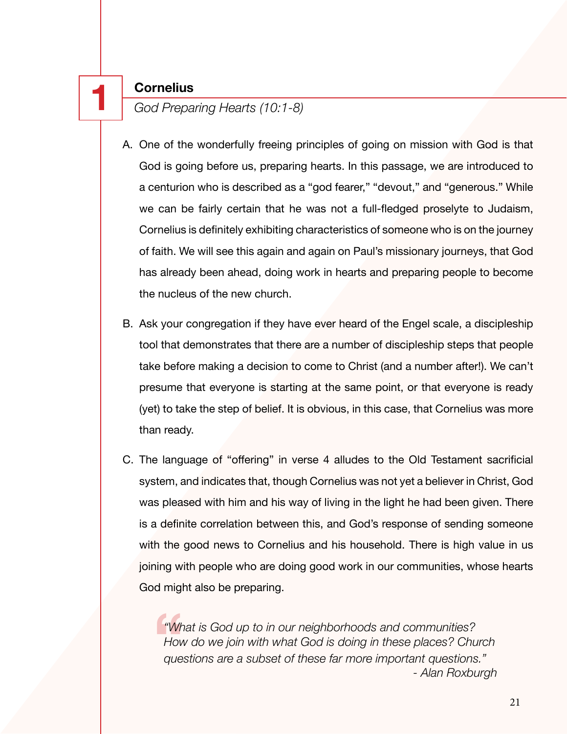## 1 Cornelius

*God Preparing Hearts (10:1-8)*

A. One of the wonderfully freeing principles of going on mission with God is that God is going before us, preparing hearts. In this passage, we are introduced to a centurion who is described as a "god fearer," "devout," and "generous." While we can be fairly certain that he was not a full-fledged proselyte to Judaism, Cornelius is definitely exhibiting characteristics of someone who is on the journey of faith. We will see this again and again on Paul's missionary journeys, that God has already been ahead, doing work in hearts and preparing people to become the nucleus of the new church.

B. Ask your congregation if they have ever heard of the Engel scale, a discipleship tool that demonstrates that there are a number of discipleship steps that people take before making a decision to come to Christ (and a number after!). We can't presume that everyone is starting at the same point, or that everyone is ready (yet) to take the step of belief. It is obvious, in this case, that Cornelius was more than ready.

C. The language of "offering" in verse 4 alludes to the Old Testament sacrificial system, and indicates that, though Cornelius was not yet a believer in Christ, God was pleased with him and his way of living in the light he had been given. There is a definite correlation between this, and God's response of sending someone with the good news to Cornelius and his household. There is high value in us joining with people who are doing good work in our communities, whose hearts God might also be preparing.

> *"What is God up to in our neighborhoods and communities? How do we join with what God is doing in these places? Church questions are a subset of these far more important questions."*
> *- Alan Roxburgh*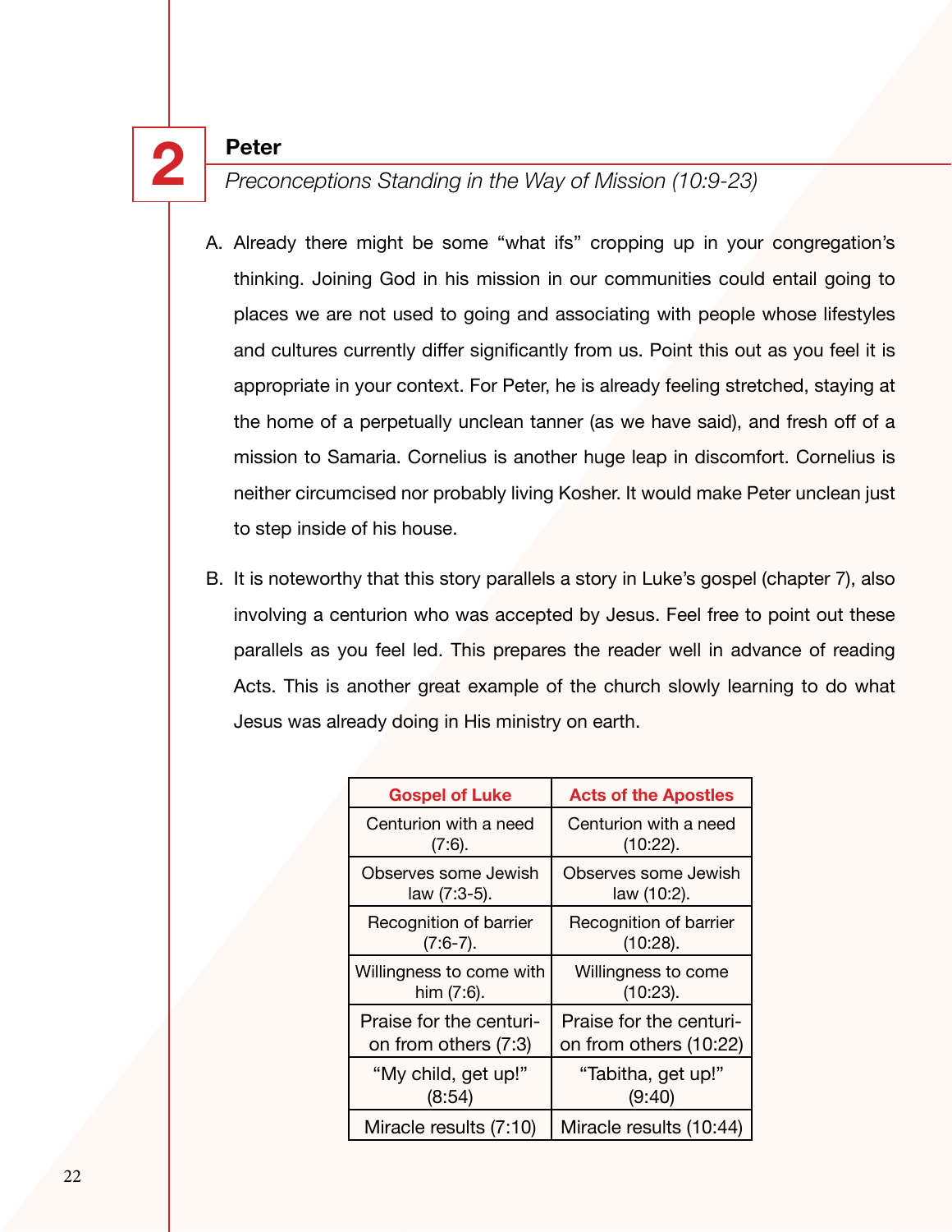## 2 Peter

*Preconceptions Standing in the Way of Mission (10:9-23)*

A. Already there might be some "what ifs" cropping up in your congregation's thinking. Joining God in his mission in our communities could entail going to places we are not used to going and associating with people whose lifestyles and cultures currently differ significantly from us. Point this out as you feel it is appropriate in your context. For Peter, he is already feeling stretched, staying at the home of a perpetually unclean tanner (as we have said), and fresh off of a mission to Samaria. Cornelius is another huge leap in discomfort. Cornelius is neither circumcised nor probably living Kosher. It would make Peter unclean just to step inside of his house.

B. It is noteworthy that this story parallels a story in Luke's gospel (chapter 7), also involving a centurion who was accepted by Jesus. Feel free to point out these parallels as you feel led. This prepares the reader well in advance of reading Acts. This is another great example of the church slowly learning to do what Jesus was already doing in His ministry on earth.

| Gospel of Luke | Acts of the Apostles |
|---|---|
| Centurion with a need (7:6). | Centurion with a need (10:22). |
| Observes some Jewish law (7:3-5). | Observes some Jewish law (10:2). |
| Recognition of barrier (7:6-7). | Recognition of barrier (10:28). |
| Willingness to come with him (7:6). | Willingness to come (10:23). |
| Praise for the centurion from others (7:3) | Praise for the centurion from others (10:22) |
| "My child, get up!" (8:54) | "Tabitha, get up!" (9:40) |
| Miracle results (7:10) | Miracle results (10:44) |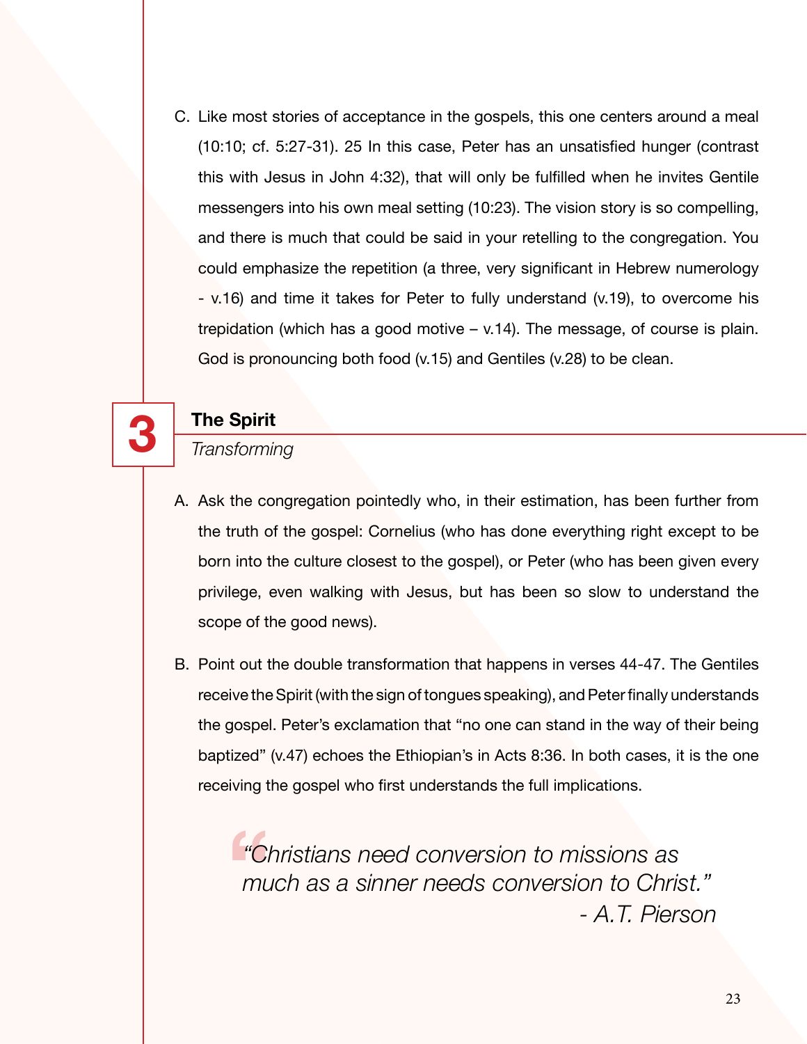C. Like most stories of acceptance in the gospels, this one centers around a meal (10:10; cf. 5:27-31). 25 In this case, Peter has an unsatisfied hunger (contrast this with Jesus in John 4:32), that will only be fulfilled when he invites Gentile messengers into his own meal setting (10:23). The vision story is so compelling, and there is much that could be said in your retelling to the congregation. You could emphasize the repetition (a three, very significant in Hebrew numerology - v.16) and time it takes for Peter to fully understand (v.19), to overcome his trepidation (which has a good motive – v.14). The message, of course is plain. God is pronouncing both food (v.15) and Gentiles (v.28) to be clean.

## 3 The Spirit

*Transforming*

A. Ask the congregation pointedly who, in their estimation, has been further from the truth of the gospel: Cornelius (who has done everything right except to be born into the culture closest to the gospel), or Peter (who has been given every privilege, even walking with Jesus, but has been so slow to understand the scope of the good news).

B. Point out the double transformation that happens in verses 44-47. The Gentiles receive the Spirit (with the sign of tongues speaking), and Peter finally understands the gospel. Peter's exclamation that "no one can stand in the way of their being baptized" (v.47) echoes the Ethiopian's in Acts 8:36. In both cases, it is the one receiving the gospel who first understands the full implications.

> *"Christians need conversion to missions as much as a sinner needs conversion to Christ."*
> *- A.T. Pierson*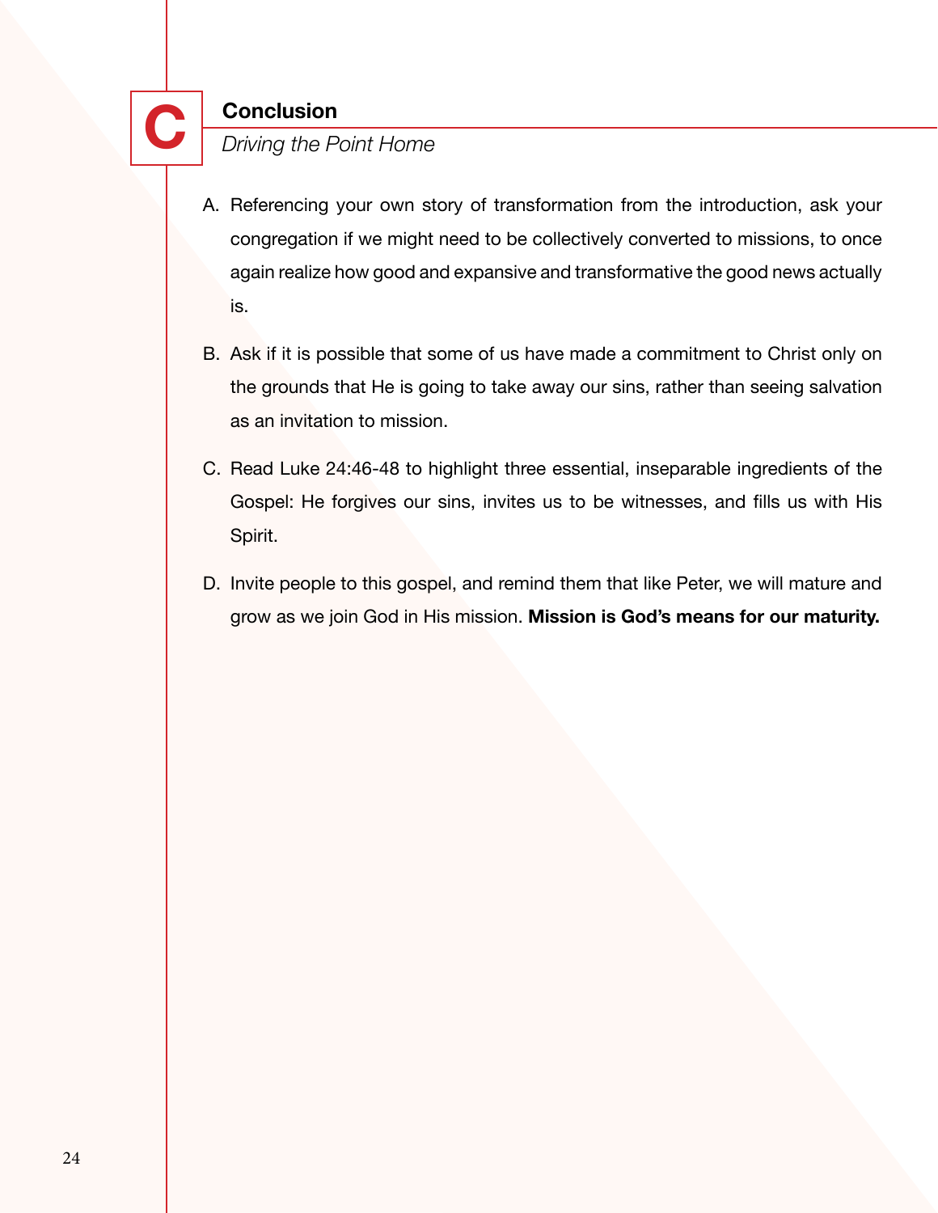## C Conclusion

*Driving the Point Home*

A. Referencing your own story of transformation from the introduction, ask your congregation if we might need to be collectively converted to missions, to once again realize how good and expansive and transformative the good news actually is.

B. Ask if it is possible that some of us have made a commitment to Christ only on the grounds that He is going to take away our sins, rather than seeing salvation as an invitation to mission.

C. Read Luke 24:46-48 to highlight three essential, inseparable ingredients of the Gospel: He forgives our sins, invites us to be witnesses, and fills us with His Spirit.

D. Invite people to this gospel, and remind them that like Peter, we will mature and grow as we join God in His mission. **Mission is God's means for our maturity.**